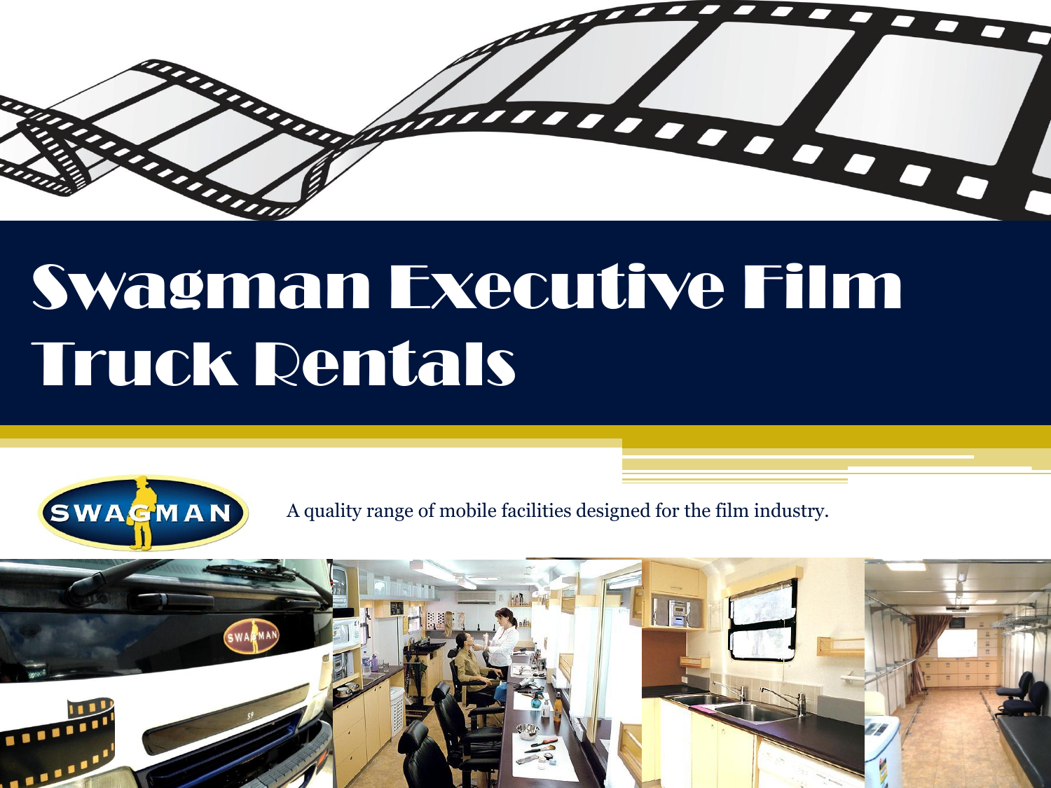# Swagman Executive Film Truck Rentals

SWAGMAN

A quality range of mobile facilities designed for the film industry.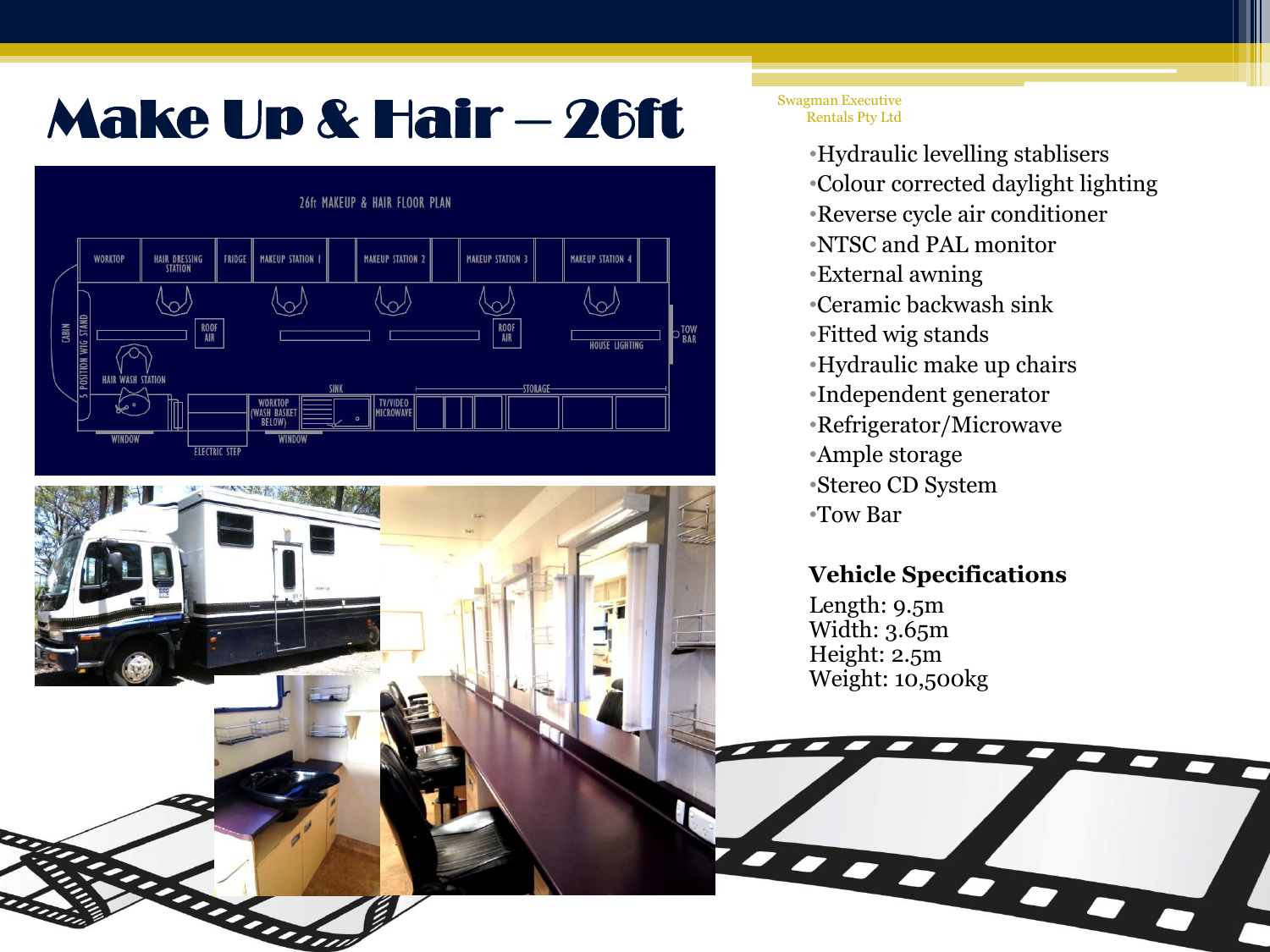# Make Up & Hair – 26ft

Swagman Executive Rentals Pty Ltd

- Hydraulic levelling stablisers
- Colour corrected daylight lighting
- Reverse cycle air conditioner
- NTSC and PAL monitor
- External awning
- Ceramic backwash sink
- Fitted wig stands
- Hydraulic make up chairs
- Independent generator
- Refrigerator/Microwave
- Ample storage
- Stereo CD System
- Tow Bar

**Vehicle Specifications**

Length: 9.5m
Width: 3.65m
Height: 2.5m
Weight: 10,500kg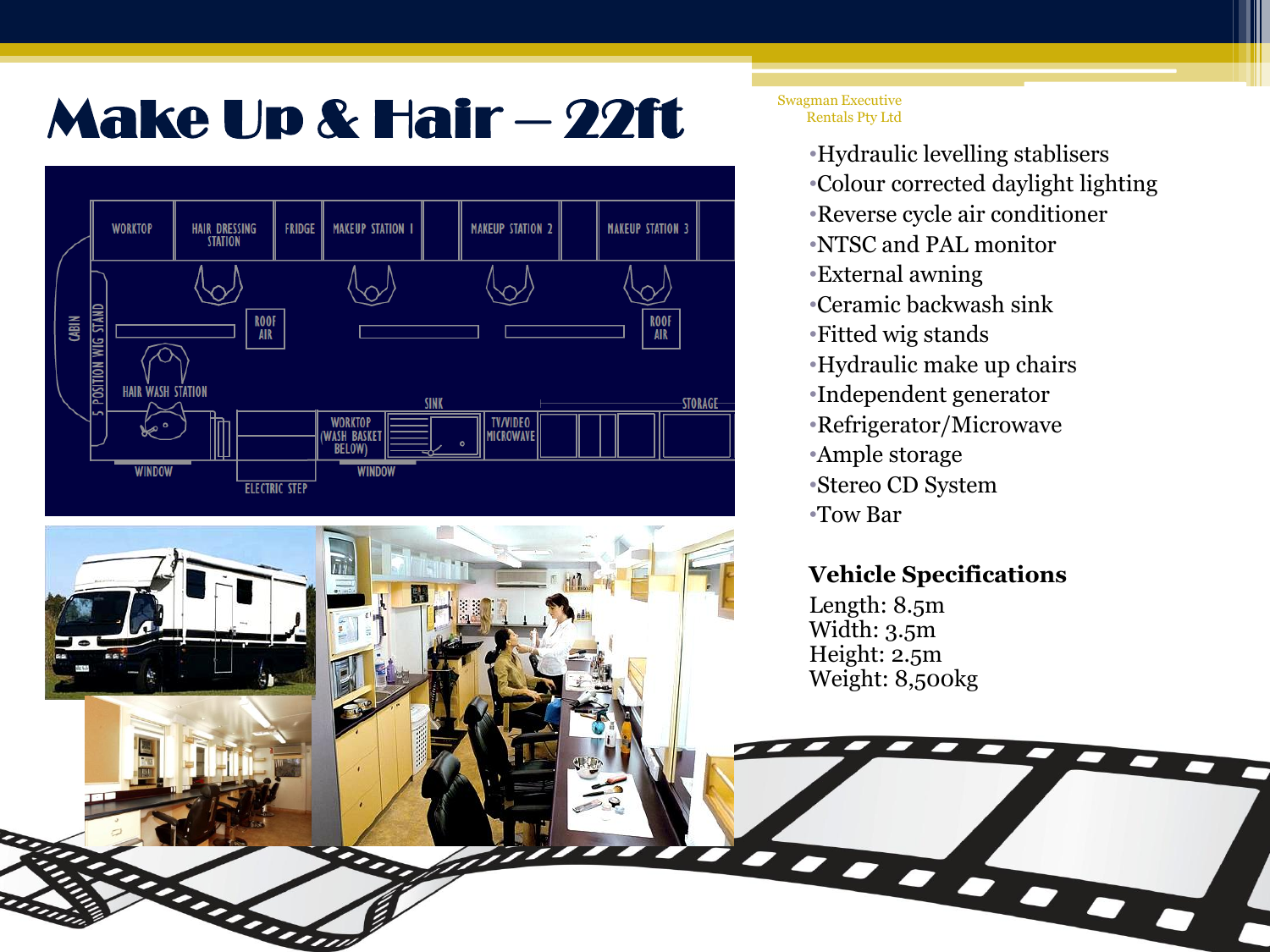# Make Up & Hair – 22ft

Swagman Executive Rentals Pty Ltd

- Hydraulic levelling stablisers
- Colour corrected daylight lighting
- Reverse cycle air conditioner
- NTSC and PAL monitor
- External awning
- Ceramic backwash sink
- Fitted wig stands
- Hydraulic make up chairs
- Independent generator
- Refrigerator/Microwave
- Ample storage
- Stereo CD System
- Tow Bar

**Vehicle Specifications**

Length: 8.5m
Width: 3.5m
Height: 2.5m
Weight: 8,500kg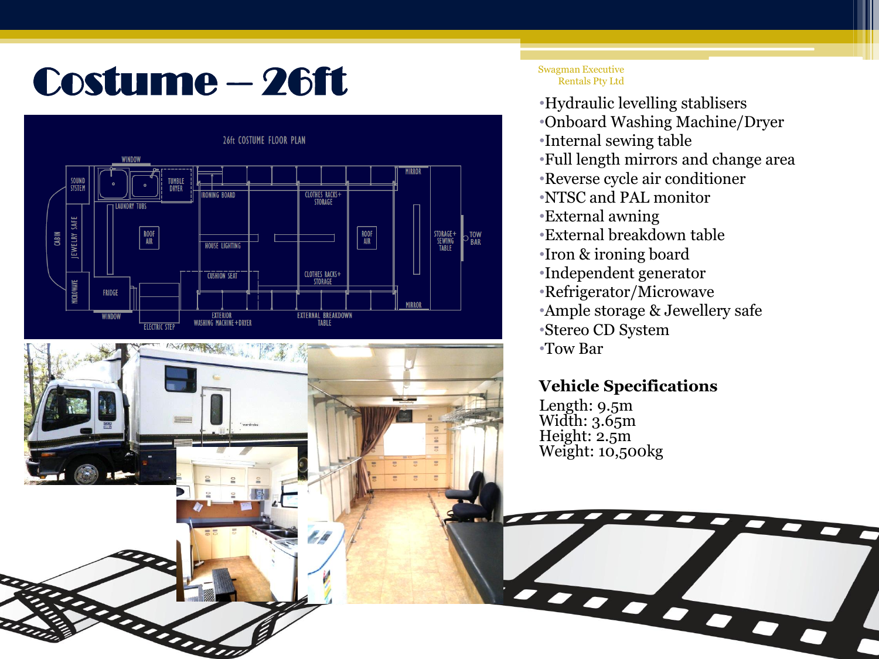# Costume – 26ft

Swagman Executive Rentals Pty Ltd

- Hydraulic levelling stablisers
- Onboard Washing Machine/Dryer
- Internal sewing table
- Full length mirrors and change area
- Reverse cycle air conditioner
- NTSC and PAL monitor
- External awning
- External breakdown table
- Iron & ironing board
- Independent generator
- Refrigerator/Microwave
- Ample storage & Jewellery safe
- Stereo CD System
- Tow Bar

**Vehicle Specifications**

Length: 9.5m
Width: 3.65m
Height: 2.5m
Weight: 10,500kg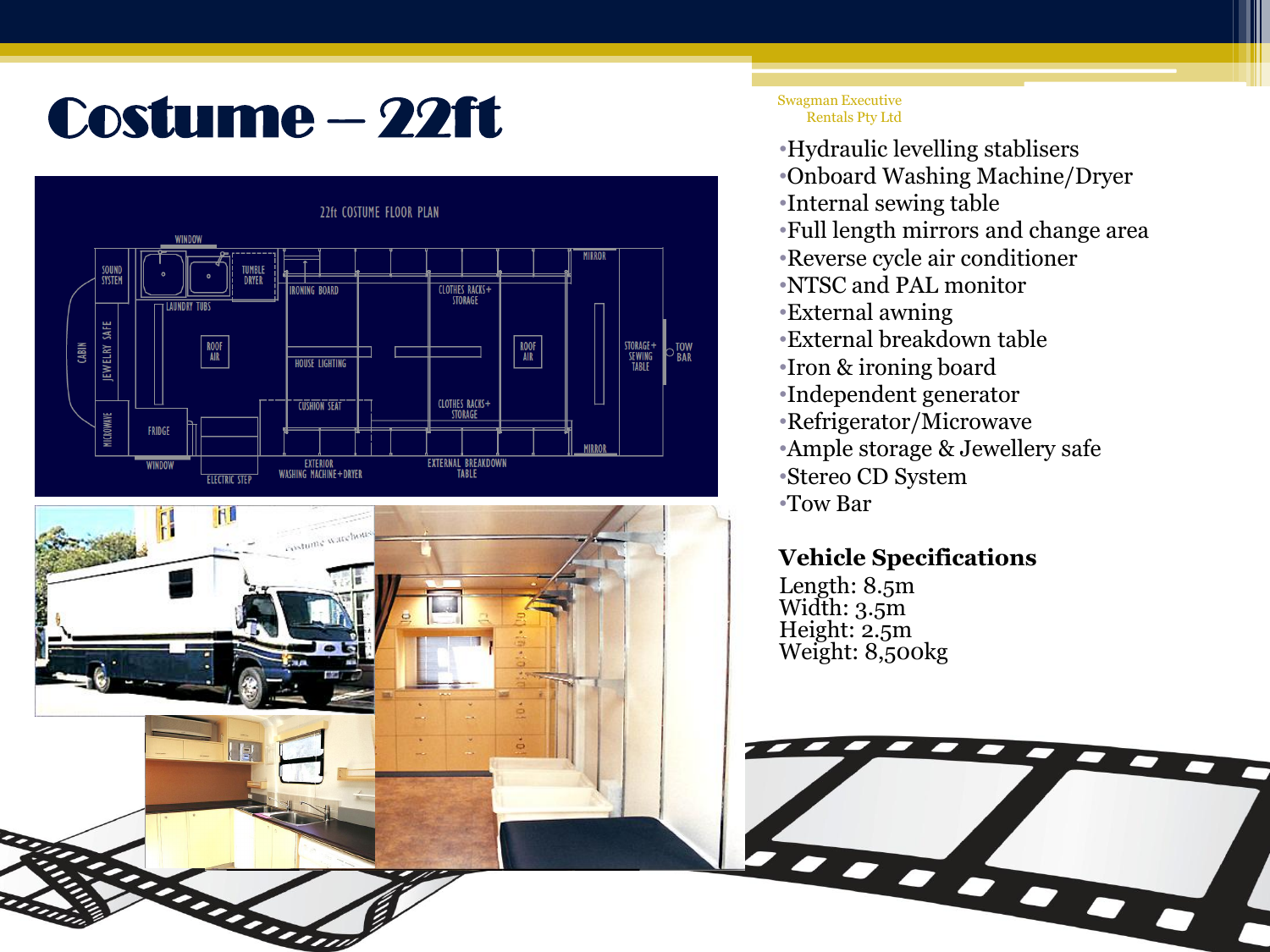# Costume – 22ft

Swagman Executive Rentals Pty Ltd

- Hydraulic levelling stablisers
- Onboard Washing Machine/Dryer
- Internal sewing table
- Full length mirrors and change area
- Reverse cycle air conditioner
- NTSC and PAL monitor
- External awning
- External breakdown table
- Iron & ironing board
- Independent generator
- Refrigerator/Microwave
- Ample storage & Jewellery safe
- Stereo CD System
- Tow Bar

**Vehicle Specifications**

Length: 8.5m
Width: 3.5m
Height: 2.5m
Weight: 8,500kg